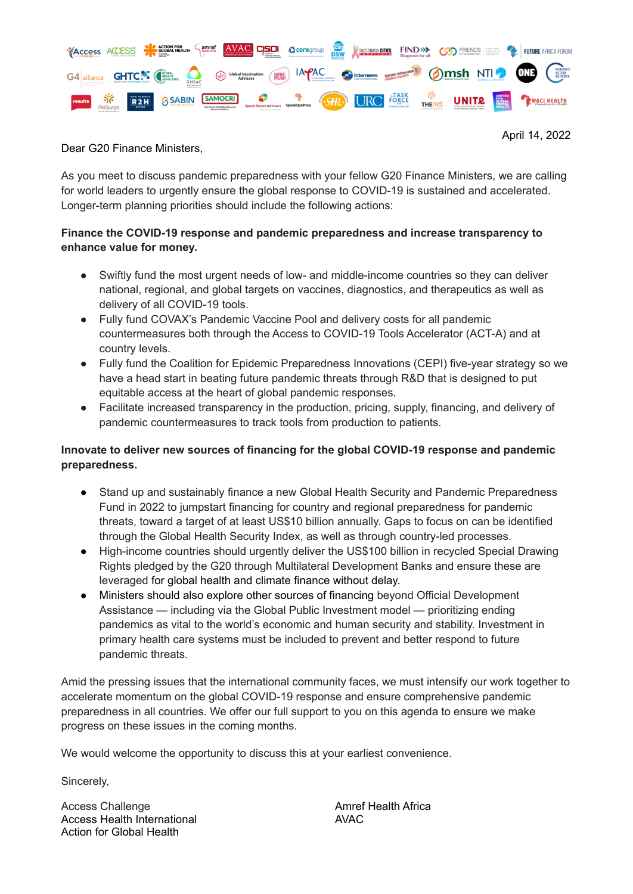April 14, 2022

Dear G20 Finance Ministers,

As you meet to discuss pandemic preparedness with your fellow G20 Finance Ministers, we are calling for world leaders to urgently ensure the global response to COVID-19 is sustained and accelerated. Longer-term planning priorities should include the following actions:

**Finance the COVID-19 response and pandemic preparedness and increase transparency to enhance value for money.**

- Swiftly fund the most urgent needs of low- and middle-income countries so they can deliver national, regional, and global targets on vaccines, diagnostics, and therapeutics as well as delivery of all COVID-19 tools.
- Fully fund COVAX's Pandemic Vaccine Pool and delivery costs for all pandemic countermeasures both through the Access to COVID-19 Tools Accelerator (ACT-A) and at country levels.
- Fully fund the Coalition for Epidemic Preparedness Innovations (CEPI) five-year strategy so we have a head start in beating future pandemic threats through R&D that is designed to put equitable access at the heart of global pandemic responses.
- Facilitate increased transparency in the production, pricing, supply, financing, and delivery of pandemic countermeasures to track tools from production to patients.

**Innovate to deliver new sources of financing for the global COVID-19 response and pandemic preparedness.**

- Stand up and sustainably finance a new Global Health Security and Pandemic Preparedness Fund in 2022 to jumpstart financing for country and regional preparedness for pandemic threats, toward a target of at least US$10 billion annually. Gaps to focus on can be identified through the Global Health Security Index, as well as through country-led processes.
- High-income countries should urgently deliver the US$100 billion in recycled Special Drawing Rights pledged by the G20 through Multilateral Development Banks and ensure these are leveraged for global health and climate finance without delay.
- Ministers should also explore other sources of financing beyond Official Development Assistance — including via the Global Public Investment model — prioritizing ending pandemics as vital to the world's economic and human security and stability. Investment in primary health care systems must be included to prevent and better respond to future pandemic threats.

Amid the pressing issues that the international community faces, we must intensify our work together to accelerate momentum on the global COVID-19 response and ensure comprehensive pandemic preparedness in all countries. We offer our full support to you on this agenda to ensure we make progress on these issues in the coming months.

We would welcome the opportunity to discuss this at your earliest convenience.

Sincerely,

Access Challenge
Access Health International
Action for Global Health
Amref Health Africa
AVAC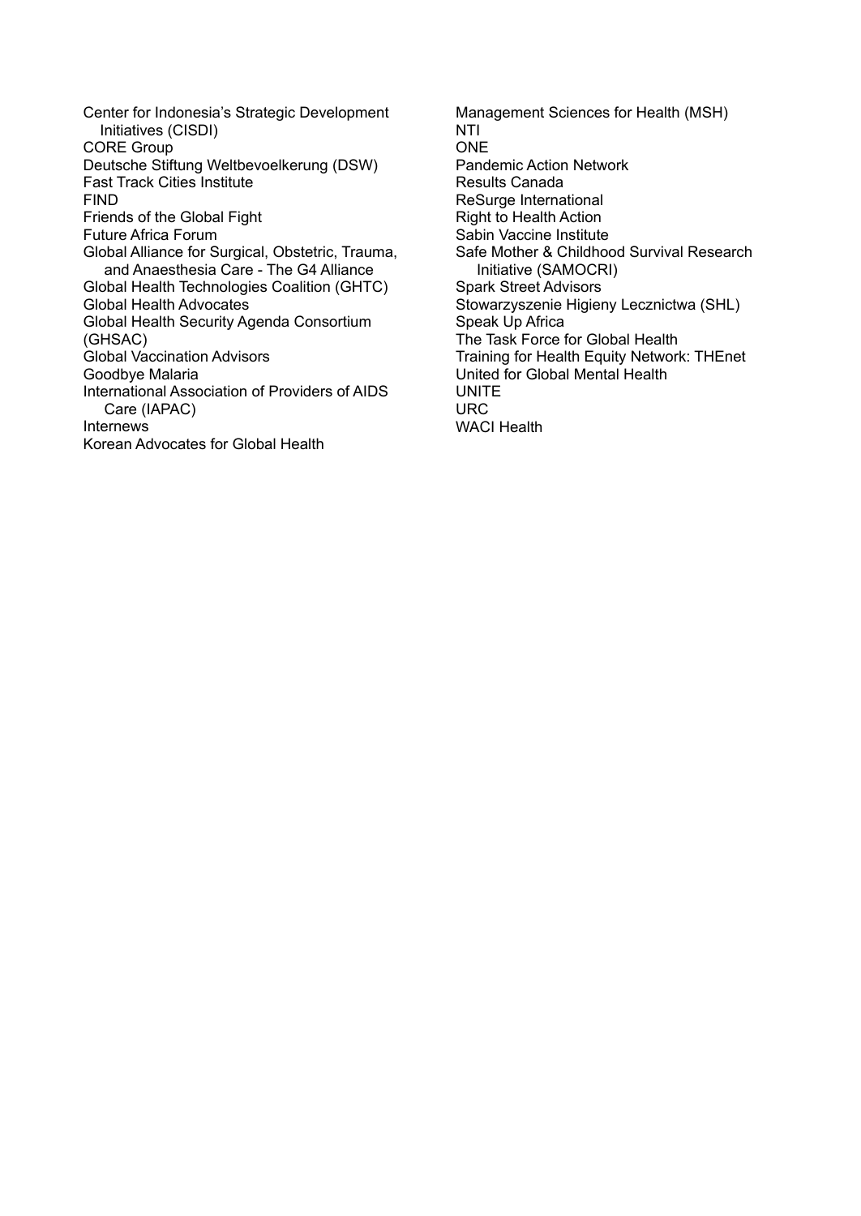Center for Indonesia's Strategic Development Initiatives (CISDI)
CORE Group
Deutsche Stiftung Weltbevoelkerung (DSW)
Fast Track Cities Institute
FIND
Friends of the Global Fight
Future Africa Forum
Global Alliance for Surgical, Obstetric, Trauma, and Anaesthesia Care - The G4 Alliance
Global Health Technologies Coalition (GHTC)
Global Health Advocates
Global Health Security Agenda Consortium (GHSAC)
Global Vaccination Advisors
Goodbye Malaria
International Association of Providers of AIDS Care (IAPAC)
Internews
Korean Advocates for Global Health
Management Sciences for Health (MSH)
NTI
ONE
Pandemic Action Network
Results Canada
ReSurge International
Right to Health Action
Sabin Vaccine Institute
Safe Mother & Childhood Survival Research Initiative (SAMOCRI)
Spark Street Advisors
Stowarzyszenie Higieny Lecznictwa (SHL)
Speak Up Africa
The Task Force for Global Health
Training for Health Equity Network: THEnet
United for Global Mental Health
UNITE
URC
WACI Health